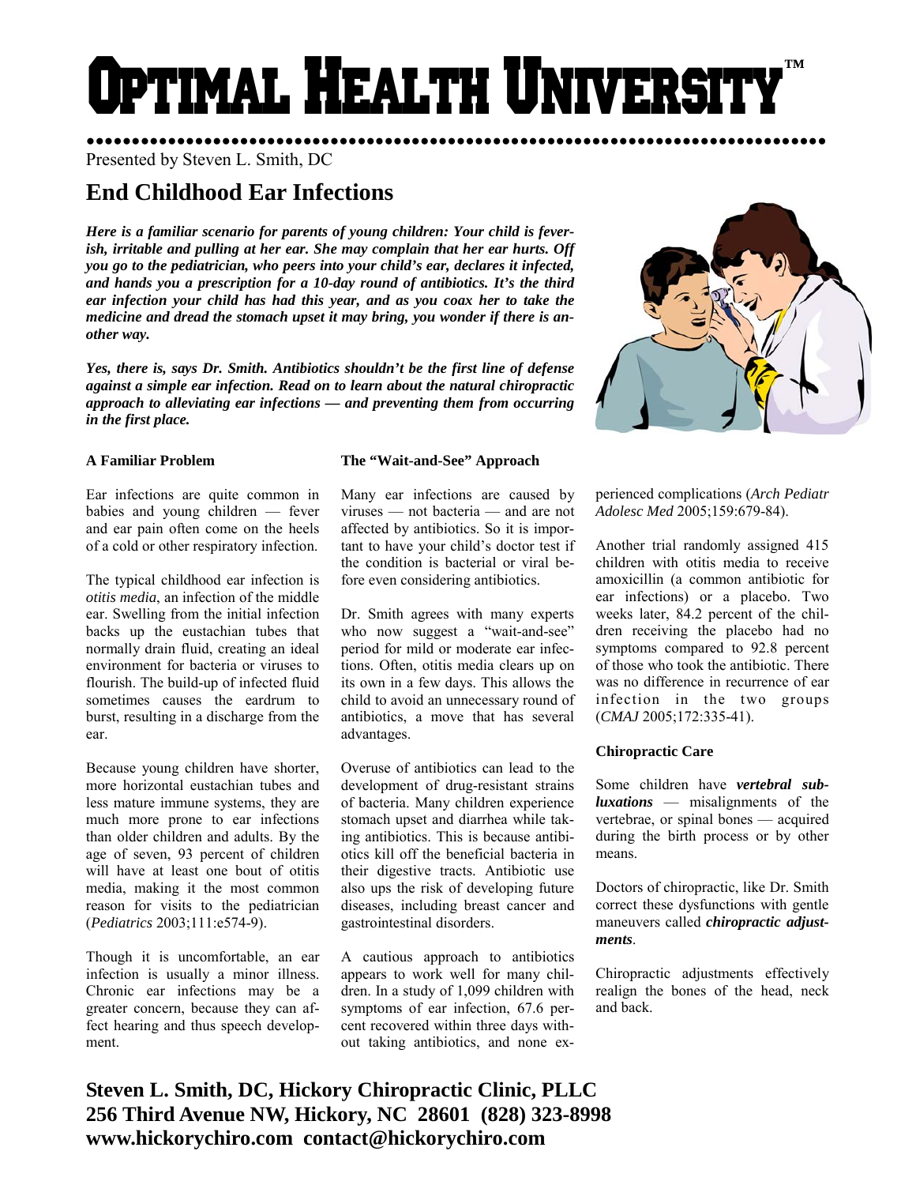# Optimal Health University™

Presented by Steven L. Smith, DC

## End Childhood Ear Infections

***Here is a familiar scenario for parents of young children: Your child is feverish, irritable and pulling at her ear. She may complain that her ear hurts. Off you go to the pediatrician, who peers into your child's ear, declares it infected, and hands you a prescription for a 10-day round of antibiotics. It's the third ear infection your child has had this year, and as you coax her to take the medicine and dread the stomach upset it may bring, you wonder if there is another way.***

***Yes, there is, says Dr. Smith. Antibiotics shouldn't be the first line of defense against a simple ear infection. Read on to learn about the natural chiropractic approach to alleviating ear infections — and preventing them from occurring in the first place.***

### A Familiar Problem

Ear infections are quite common in babies and young children — fever and ear pain often come on the heels of a cold or other respiratory infection.

The typical childhood ear infection is *otitis media*, an infection of the middle ear. Swelling from the initial infection backs up the eustachian tubes that normally drain fluid, creating an ideal environment for bacteria or viruses to flourish. The build-up of infected fluid sometimes causes the eardrum to burst, resulting in a discharge from the ear.

Because young children have shorter, more horizontal eustachian tubes and less mature immune systems, they are much more prone to ear infections than older children and adults. By the age of seven, 93 percent of children will have at least one bout of otitis media, making it the most common reason for visits to the pediatrician (*Pediatrics* 2003;111:e574-9).

Though it is uncomfortable, an ear infection is usually a minor illness. Chronic ear infections may be a greater concern, because they can affect hearing and thus speech development.

### The "Wait-and-See" Approach

Many ear infections are caused by viruses — not bacteria — and are not affected by antibiotics. So it is important to have your child's doctor test if the condition is bacterial or viral before even considering antibiotics.

Dr. Smith agrees with many experts who now suggest a "wait-and-see" period for mild or moderate ear infections. Often, otitis media clears up on its own in a few days. This allows the child to avoid an unnecessary round of antibiotics, a move that has several advantages.

Overuse of antibiotics can lead to the development of drug-resistant strains of bacteria. Many children experience stomach upset and diarrhea while taking antibiotics. This is because antibiotics kill off the beneficial bacteria in their digestive tracts. Antibiotic use also ups the risk of developing future diseases, including breast cancer and gastrointestinal disorders.

A cautious approach to antibiotics appears to work well for many children. In a study of 1,099 children with symptoms of ear infection, 67.6 percent recovered within three days without taking antibiotics, and none experienced complications (*Arch Pediatr Adolesc Med* 2005;159:679-84).

Another trial randomly assigned 415 children with otitis media to receive amoxicillin (a common antibiotic for ear infections) or a placebo. Two weeks later, 84.2 percent of the children receiving the placebo had no symptoms compared to 92.8 percent of those who took the antibiotic. There was no difference in recurrence of ear infection in the two groups (*CMAJ* 2005;172:335-41).

### Chiropractic Care

Some children have ***vertebral subluxations*** — misalignments of the vertebrae, or spinal bones — acquired during the birth process or by other means.

Doctors of chiropractic, like Dr. Smith correct these dysfunctions with gentle maneuvers called ***chiropractic adjustments***.

Chiropractic adjustments effectively realign the bones of the head, neck and back.

**Steven L. Smith, DC, Hickory Chiropractic Clinic, PLLC**
**256 Third Avenue NW, Hickory, NC 28601 (828) 323-8998**
**www.hickorychiro.com contact@hickorychiro.com**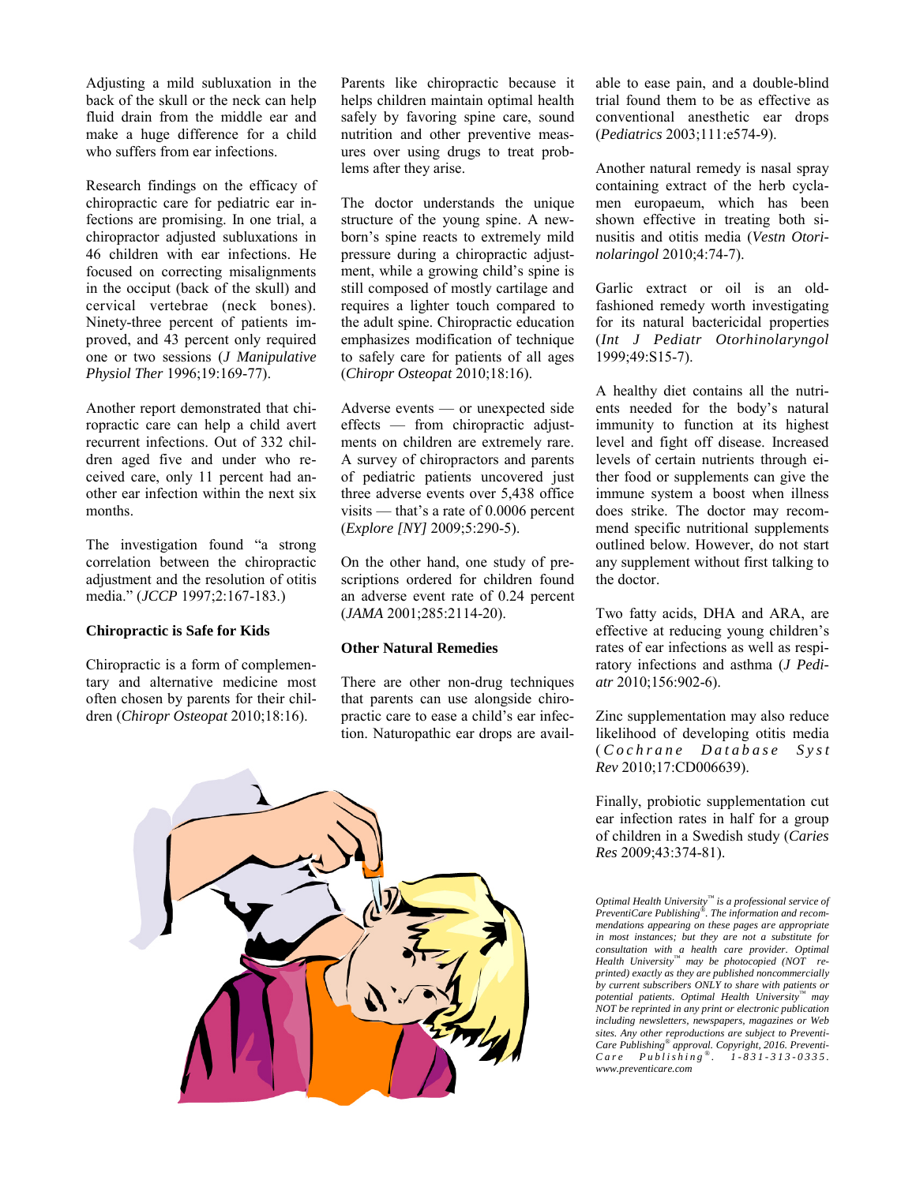Adjusting a mild subluxation in the back of the skull or the neck can help fluid drain from the middle ear and make a huge difference for a child who suffers from ear infections.

Research findings on the efficacy of chiropractic care for pediatric ear infections are promising. In one trial, a chiropractor adjusted subluxations in 46 children with ear infections. He focused on correcting misalignments in the occiput (back of the skull) and cervical vertebrae (neck bones). Ninety-three percent of patients improved, and 43 percent only required one or two sessions (*J Manipulative Physiol Ther* 1996;19:169-77).

Another report demonstrated that chiropractic care can help a child avert recurrent infections. Out of 332 children aged five and under who received care, only 11 percent had another ear infection within the next six months.

The investigation found "a strong correlation between the chiropractic adjustment and the resolution of otitis media." (*JCCP* 1997;2:167-183.)

**Chiropractic is Safe for Kids**

Chiropractic is a form of complementary and alternative medicine most often chosen by parents for their children (*Chiropr Osteopat* 2010;18:16).

Parents like chiropractic because it helps children maintain optimal health safely by favoring spine care, sound nutrition and other preventive measures over using drugs to treat problems after they arise.

The doctor understands the unique structure of the young spine. A newborn's spine reacts to extremely mild pressure during a chiropractic adjustment, while a growing child's spine is still composed of mostly cartilage and requires a lighter touch compared to the adult spine. Chiropractic education emphasizes modification of technique to safely care for patients of all ages (*Chiropr Osteopat* 2010;18:16).

Adverse events — or unexpected side effects — from chiropractic adjustments on children are extremely rare. A survey of chiropractors and parents of pediatric patients uncovered just three adverse events over 5,438 office visits — that's a rate of 0.0006 percent (*Explore [NY]* 2009;5:290-5).

On the other hand, one study of prescriptions ordered for children found an adverse event rate of 0.24 percent (*JAMA* 2001;285:2114-20).

**Other Natural Remedies**

There are other non-drug techniques that parents can use alongside chiropractic care to ease a child's ear infection. Naturopathic ear drops are available to ease pain, and a double-blind trial found them to be as effective as conventional anesthetic ear drops (*Pediatrics* 2003;111:e574-9).

Another natural remedy is nasal spray containing extract of the herb cyclamen europaeum, which has been shown effective in treating both sinusitis and otitis media (*Vestn Otorinolaryngol* 2010;4:74-7).

Garlic extract or oil is an old-fashioned remedy worth investigating for its natural bactericidal properties (*Int J Pediatr Otorhinolaryngol* 1999;49:S15-7).

A healthy diet contains all the nutrients needed for the body's natural immunity to function at its highest level and fight off disease. Increased levels of certain nutrients through either food or supplements can give the immune system a boost when illness does strike. The doctor may recommend specific nutritional supplements outlined below. However, do not start any supplement without first talking to the doctor.

Two fatty acids, DHA and ARA, are effective at reducing young children's rates of ear infections as well as respiratory infections and asthma (*J Pediatr* 2010;156:902-6).

Zinc supplementation may also reduce likelihood of developing otitis media (*Cochrane Database Syst Rev* 2010;17:CD006639).

Finally, probiotic supplementation cut ear infection rates in half for a group of children in a Swedish study (*Caries Res* 2009;43:374-81).

*Optimal Health University™ is a professional service of PreventiCare Publishing®. The information and recommendations appearing on these pages are appropriate in most instances; but they are not a substitute for consultation with a health care provider. Optimal Health University™ may be photocopied (NOT reprinted) exactly as they are published noncommercially by current subscribers ONLY to share with patients or potential patients. Optimal Health University™ may NOT be reprinted in any print or electronic publication including newsletters, newspapers, magazines or Web sites. Any other reproductions are subject to PreventiCare Publishing® approval. Copyright, 2016. PreventiCare Publishing®. 1-831-313-0335. www.preventicare.com*